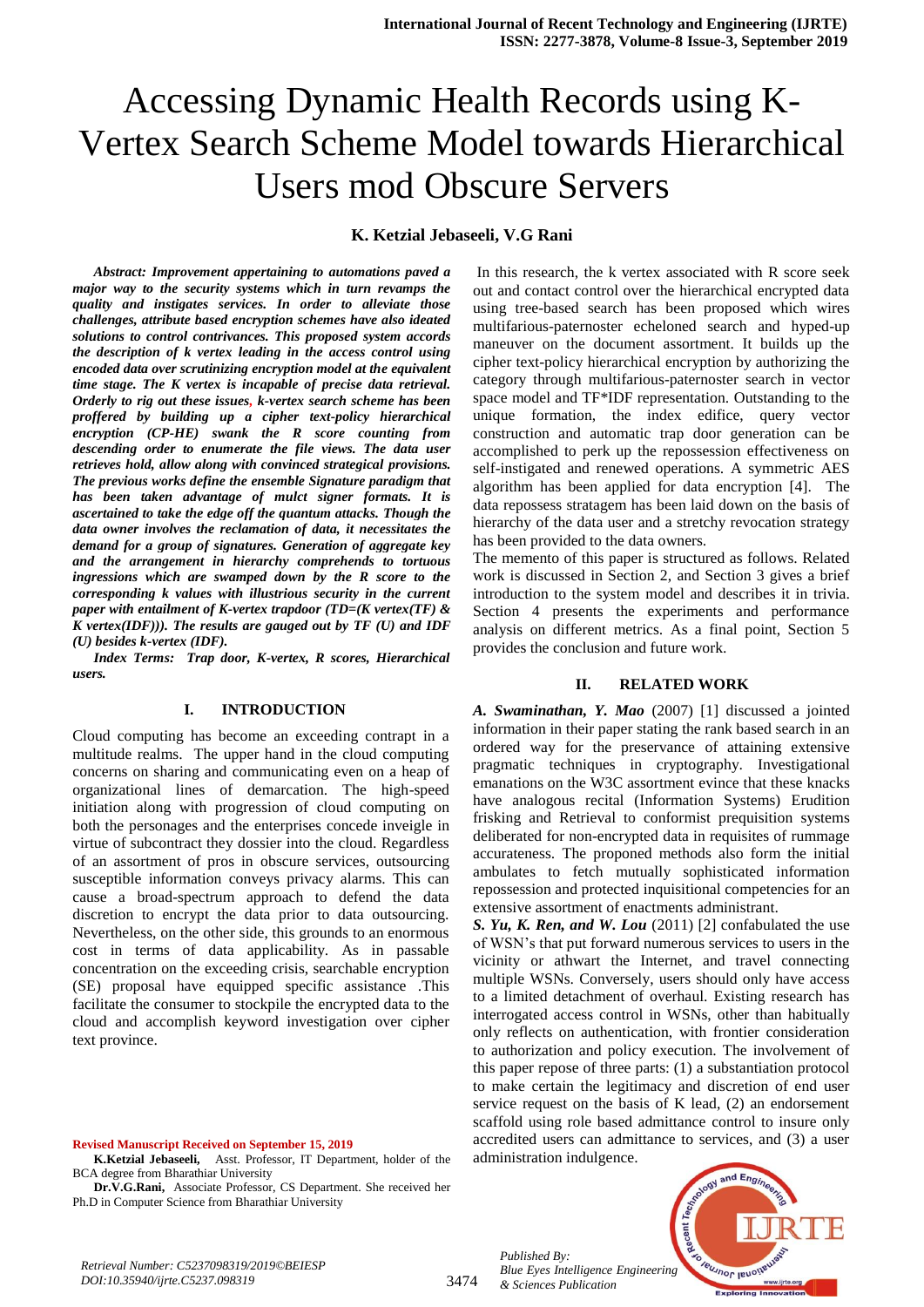# Accessing Dynamic Health Records using K-Vertex Search Scheme Model towards Hierarchical Users mod Obscure Servers

**K. Ketzial Jebaseeli, V.G Rani**

***Abstract: Improvement appertaining to automations paved a major way to the security systems which in turn revamps the quality and instigates services. In order to alleviate those challenges, attribute based encryption schemes have also ideated solutions to control contrivances. This proposed system accords the description of k vertex leading in the access control using encoded data over scrutinizing encryption model at the equivalent time stage. The K vertex is incapable of precise data retrieval. Orderly to rig out these issues, k-vertex search scheme has been proffered by building up a cipher text-policy hierarchical encryption (CP-HE) swank the R score counting from descending order to enumerate the file views. The data user retrieves hold, allow along with convinced strategical provisions. The previous works define the ensemble Signature paradigm that has been taken advantage of mulct signer formats. It is ascertained to take the edge off the quantum attacks. Though the data owner involves the reclamation of data, it necessitates the demand for a group of signatures. Generation of aggregate key and the arrangement in hierarchy comprehends to tortuous ingressions which are swamped down by the R score to the corresponding k values with illustrious security in the current paper with entailment of K-vertex trapdoor (TD=(K vertex(TF) & K vertex(IDF))). The results are gauged out by TF (U) and IDF (U) besides k-vertex (IDF).***

***Index Terms: Trap door, K-vertex, R scores, Hierarchical users.***

## I. INTRODUCTION

Cloud computing has become an exceeding contrapt in a multitude realms. The upper hand in the cloud computing concerns on sharing and communicating even on a heap of organizational lines of demarcation. The high-speed initiation along with progression of cloud computing on both the personages and the enterprises concede inveigle in virtue of subcontract they dossier into the cloud. Regardless of an assortment of pros in obscure services, outsourcing susceptible information conveys privacy alarms. This can cause a broad-spectrum approach to defend the data discretion to encrypt the data prior to data outsourcing. Nevertheless, on the other side, this grounds to an enormous cost in terms of data applicability. As in passable concentration on the exceeding crisis, searchable encryption (SE) proposal have equipped specific assistance .This facilitate the consumer to stockpile the encrypted data to the cloud and accomplish keyword investigation over cipher text province.

In this research, the k vertex associated with R score seek out and contact control over the hierarchical encrypted data using tree-based search has been proposed which wires multifarious-paternoster echeloned search and hyped-up maneuver on the document assortment. It builds up the cipher text-policy hierarchical encryption by authorizing the category through multifarious-paternoster search in vector space model and TF*IDF representation. Outstanding to the unique formation, the index edifice, query vector construction and automatic trap door generation can be accomplished to perk up the repossession effectiveness on self-instigated and renewed operations. A symmetric AES algorithm has been applied for data encryption [4]. The data repossess stratagem has been laid down on the basis of hierarchy of the data user and a stretchy revocation strategy has been provided to the data owners.

The memento of this paper is structured as follows. Related work is discussed in Section 2, and Section 3 gives a brief introduction to the system model and describes it in trivia. Section 4 presents the experiments and performance analysis on different metrics. As a final point, Section 5 provides the conclusion and future work.

## II. RELATED WORK

***A. Swaminathan, Y. Mao*** (2007) [1] discussed a jointed information in their paper stating the rank based search in an ordered way for the preservance of attaining extensive pragmatic techniques in cryptography. Investigational emanations on the W3C assortment evince that these knacks have analogous recital (Information Systems) Erudition frisking and Retrieval to conformist prequisition systems deliberated for non-encrypted data in requisites of rummage accurateness. The proponed methods also form the initial ambulates to fetch mutually sophisticated information repossession and protected inquisitional competencies for an extensive assortment of enactments administrant.

***S. Yu, K. Ren, and W. Lou*** (2011) [2] confabulated the use of WSN's that put forward numerous services to users in the vicinity or athwart the Internet, and travel connecting multiple WSNs. Conversely, users should only have access to a limited detachment of overhaul. Existing research has interrogated access control in WSNs, other than habitually only reflects on authentication, with frontier consideration to authorization and policy execution. The involvement of this paper repose of three parts: (1) a substantiation protocol to make certain the legitimacy and discretion of end user service request on the basis of K lead, (2) an endorsement scaffold using role based admittance control to insure only accredited users can admittance to services, and (3) a user administration indulgence.

**Revised Manuscript Received on September 15, 2019**

**K.Ketzial Jebaseeli,** Asst. Professor, IT Department, holder of the BCA degree from Bharathiar University

**Dr.V.G.Rani,** Associate Professor, CS Department. She received her Ph.D in Computer Science from Bharathiar University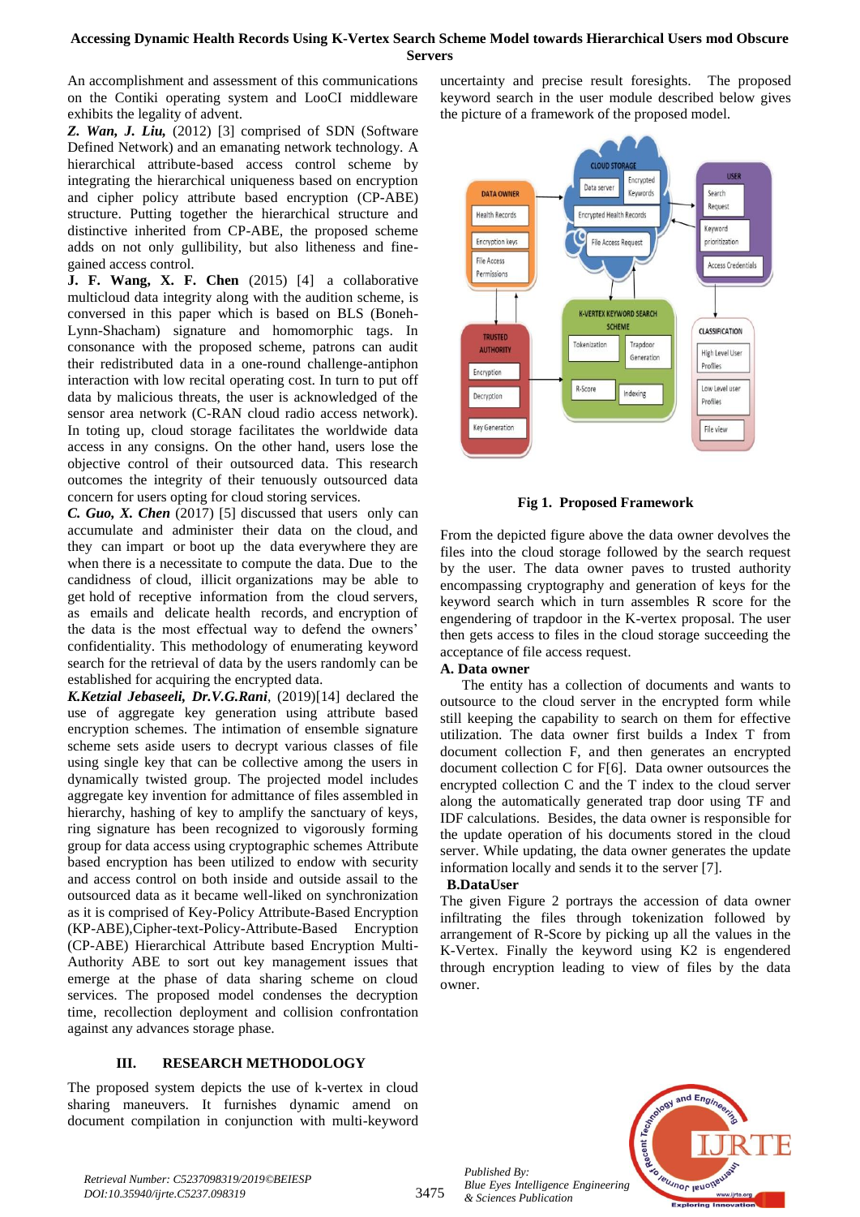An accomplishment and assessment of this communications on the Contiki operating system and LooCI middleware exhibits the legality of advent.

***Z. Wan, J. Liu,*** (2012) [3] comprised of SDN (Software Defined Network) and an emanating network technology. A hierarchical attribute-based access control scheme by integrating the hierarchical uniqueness based on encryption and cipher policy attribute based encryption (CP-ABE) structure. Putting together the hierarchical structure and distinctive inherited from CP-ABE, the proposed scheme adds on not only gullibility, but also litheness and fine-gained access control.

**J. F. Wang, X. F. Chen** (2015) [4] a collaborative multicloud data integrity along with the audition scheme, is conversed in this paper which is based on BLS (Boneh-Lynn-Shacham) signature and homomorphic tags. In consonance with the proposed scheme, patrons can audit their redistributed data in a one-round challenge-antiphon interaction with low recital operating cost. In turn to put off data by malicious threats, the user is acknowledged of the sensor area network (C-RAN cloud radio access network). In toting up, cloud storage facilitates the worldwide data access in any consigns. On the other hand, users lose the objective control of their outsourced data. This research outcomes the integrity of their tenuously outsourced data concern for users opting for cloud storing services.

***C. Guo, X. Chen*** (2017) [5] discussed that users only can accumulate and administer their data on the cloud, and they can impart or boot up the data everywhere they are when there is a necessitate to compute the data. Due to the candidness of cloud, illicit organizations may be able to get hold of receptive information from the cloud servers, as emails and delicate health records, and encryption of the data is the most effectual way to defend the owners' confidentiality. This methodology of enumerating keyword search for the retrieval of data by the users randomly can be established for acquiring the encrypted data.

***K.Ketzial Jebaseeli, Dr.V.G.Rani***, (2019)[14] declared the use of aggregate key generation using attribute based encryption schemes. The intimation of ensemble signature scheme sets aside users to decrypt various classes of file using single key that can be collective among the users in dynamically twisted group. The projected model includes aggregate key invention for admittance of files assembled in hierarchy, hashing of key to amplify the sanctuary of keys, ring signature has been recognized to vigorously forming group for data access using cryptographic schemes Attribute based encryption has been utilized to endow with security and access control on both inside and outside assail to the outsourced data as it became well-liked on synchronization as it is comprised of Key-Policy Attribute-Based Encryption (KP-ABE),Cipher-text-Policy-Attribute-Based Encryption (CP-ABE) Hierarchical Attribute based Encryption Multi-Authority ABE to sort out key management issues that emerge at the phase of data sharing scheme on cloud services. The proposed model condenses the decryption time, recollection deployment and collision confrontation against any advances storage phase.

## III. RESEARCH METHODOLOGY

The proposed system depicts the use of k-vertex in cloud sharing maneuvers. It furnishes dynamic amend on document compilation in conjunction with multi-keyword uncertainty and precise result foresights. The proposed keyword search in the user module described below gives the picture of a framework of the proposed model.

**Fig 1. Proposed Framework**

From the depicted figure above the data owner devolves the files into the cloud storage followed by the search request by the user. The data owner paves to trusted authority encompassing cryptography and generation of keys for the keyword search which in turn assembles R score for the engendering of trapdoor in the K-vertex proposal. The user then gets access to files in the cloud storage succeeding the acceptance of file access request.

### A. Data owner

The entity has a collection of documents and wants to outsource to the cloud server in the encrypted form while still keeping the capability to search on them for effective utilization. The data owner first builds a Index T from document collection F, and then generates an encrypted document collection C for F[6]. Data owner outsources the encrypted collection C and the T index to the cloud server along with the automatically generated trap door using TF and IDF calculations. Besides, the data owner is responsible for the update operation of his documents stored in the cloud server. While updating, the data owner generates the update information locally and sends it to the server [7].

### B.DataUser

The given Figure 2 portrays the accession of data owner infiltrating the files through tokenization followed by arrangement of R-Score by picking up all the values in the K-Vertex. Finally the keyword using K2 is engendered through encryption leading to view of files by the data owner.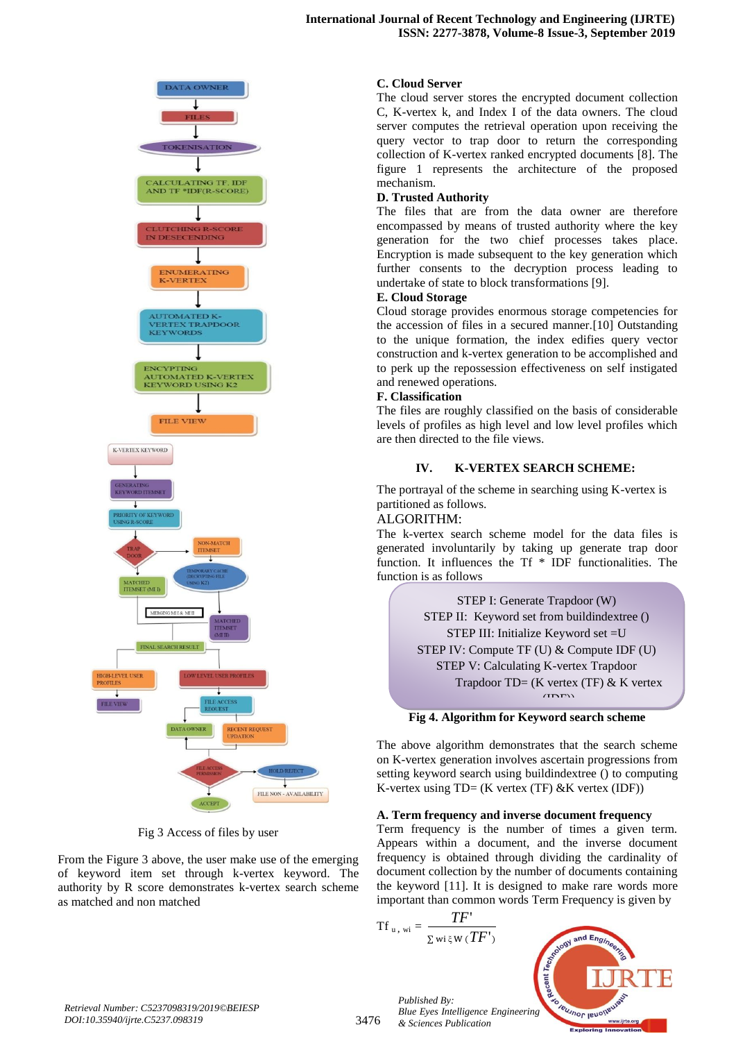Fig 3 Access of files by user

From the Figure 3 above, the user make use of the emerging of keyword item set through k-vertex keyword. The authority by R score demonstrates k-vertex search scheme as matched and non matched

### C. Cloud Server

The cloud server stores the encrypted document collection C, K-vertex k, and Index I of the data owners. The cloud server computes the retrieval operation upon receiving the query vector to trap door to return the corresponding collection of K-vertex ranked encrypted documents [8]. The figure 1 represents the architecture of the proposed mechanism.

### D. Trusted Authority

The files that are from the data owner are therefore encompassed by means of trusted authority where the key generation for the two chief processes takes place. Encryption is made subsequent to the key generation which further consents to the decryption process leading to undertake of state to block transformations [9].

### E. Cloud Storage

Cloud storage provides enormous storage competencies for the accession of files in a secured manner.[10] Outstanding to the unique formation, the index edifies query vector construction and k-vertex generation to be accomplished and to perk up the repossession effectiveness on self instigated and renewed operations.

### F. Classification

The files are roughly classified on the basis of considerable levels of profiles as high level and low level profiles which are then directed to the file views.

## IV. K-VERTEX SEARCH SCHEME:

The portrayal of the scheme in searching using K-vertex is partitioned as follows.

ALGORITHM:

The k-vertex search scheme model for the data files is generated involuntarily by taking up generate trap door function. It influences the Tf * IDF functionalities. The function is as follows

STEP I: Generate Trapdoor (W)
STEP II: Keyword set from buildindextree ()
STEP III: Initialize Keyword set =U
STEP IV: Compute TF (U) & Compute IDF (U)
STEP V: Calculating K-vertex Trapdoor
Trapdoor TD= (K vertex (TF) & K vertex (IDF))

**Fig 4. Algorithm for Keyword search scheme**

The above algorithm demonstrates that the search scheme on K-vertex generation involves ascertain progressions from setting keyword search using buildindextree () to computing K-vertex using TD= (K vertex (TF) &K vertex (IDF))

### A. Term frequency and inverse document frequency

Term frequency is the number of times a given term. Appears within a document, and the inverse document frequency is obtained through dividing the cardinality of document collection by the number of documents containing the keyword [11]. It is designed to make rare words more important than common words Term Frequency is given by

$$\mathrm{Tf}_{u,\,wi} = \frac{TF'}{\sum_{wi \xi W} (TF')}$$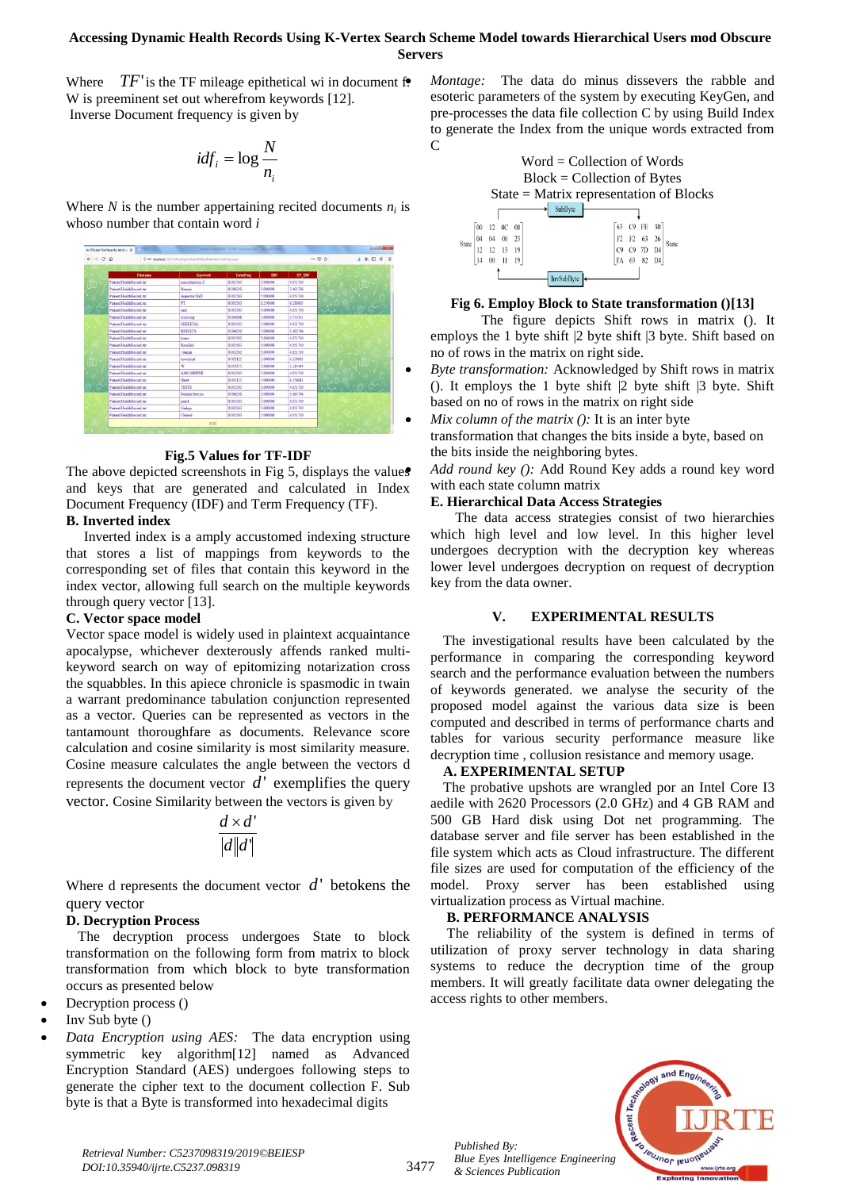Where $TF'$ is the TF mileage epithetical wi in document f. W is preeminent set out wherefrom keywords [12].

Inverse Document frequency is given by

$$idf_i = \log \frac{N}{n_i}$$

Where $N$ is the number appertaining recited documents $n_i$ is whoso number that contain word $i$

**Fig.5 Values for TF-IDF**

The above depicted screenshots in Fig 5, displays the values and keys that are generated and calculated in Index Document Frequency (IDF) and Term Frequency (TF).

### B. Inverted index

Inverted index is a amply accustomed indexing structure that stores a list of mappings from keywords to the corresponding set of files that contain this keyword in the index vector, allowing full search on the multiple keywords through query vector [13].

### C. Vector space model

Vector space model is widely used in plaintext acquaintance apocalypse, whichever dexterously affends ranked multi-keyword search on way of epitomizing notarization cross the squabbles. In this apiece chronicle is spasmodic in twain a warrant predominance tabulation conjunction represented as a vector. Queries can be represented as vectors in the tantamount thoroughfare as documents. Relevance score calculation and cosine similarity is most similarity measure. Cosine measure calculates the angle between the vectors d represents the document vector $d'$ exemplifies the query vector. Cosine Similarity between the vectors is given by

$$\frac{d \times d'}{|d||d'|}$$

Where d represents the document vector $d'$ betokens the query vector

### D. Decryption Process

The decryption process undergoes State to block transformation on the following form from matrix to block transformation from which block to byte transformation occurs as presented below

- Decryption process ()
- Inv Sub byte ()
- *Data Encryption using AES:* The data encryption using symmetric key algorithm[12] named as Advanced Encryption Standard (AES) undergoes following steps to generate the cipher text to the document collection F. Sub byte is that a Byte is transformed into hexadecimal digits
- *Montage:* The data do minus dissevers the rabble and esoteric parameters of the system by executing KeyGen, and pre-processes the data file collection C by using Build Index to generate the Index from the unique words extracted from C

Word = Collection of Words
Block = Collection of Bytes
State = Matrix representation of Blocks

**Fig 6. Employ Block to State transformation ()[13]**

The figure depicts Shift rows in matrix (). It employs the 1 byte shift |2 byte shift |3 byte. Shift based on no of rows in the matrix on right side.

- *Byte transformation:* Acknowledged by Shift rows in matrix (). It employs the 1 byte shift |2 byte shift |3 byte. Shift based on no of rows in the matrix on right side
- *Mix column of the matrix ():* It is an inter byte transformation that changes the bits inside a byte, based on the bits inside the neighboring bytes.
- *Add round key ():* Add Round Key adds a round key word with each state column matrix

### E. Hierarchical Data Access Strategies

The data access strategies consist of two hierarchies which high level and low level. In this higher level undergoes decryption with the decryption key whereas lower level undergoes decryption on request of decryption key from the data owner.

## V. EXPERIMENTAL RESULTS

The investigational results have been calculated by the performance in comparing the corresponding keyword search and the performance evaluation between the numbers of keywords generated. we analyse the security of the proposed model against the various data size is been computed and described in terms of performance charts and tables for various security performance measure like decryption time , collusion resistance and memory usage.

### A. EXPERIMENTAL SETUP

The probative upshots are wrangled por an Intel Core I3 aedile with 2620 Processors (2.0 GHz) and 4 GB RAM and 500 GB Hard disk using Dot net programming. The database server and file server has been established in the file system which acts as Cloud infrastructure. The different file sizes are used for computation of the efficiency of the model. Proxy server has been established using virtualization process as Virtual machine.

### B. PERFORMANCE ANALYSIS

The reliability of the system is defined in terms of utilization of proxy server technology in data sharing systems to reduce the decryption time of the group members. It will greatly facilitate data owner delegating the access rights to other members.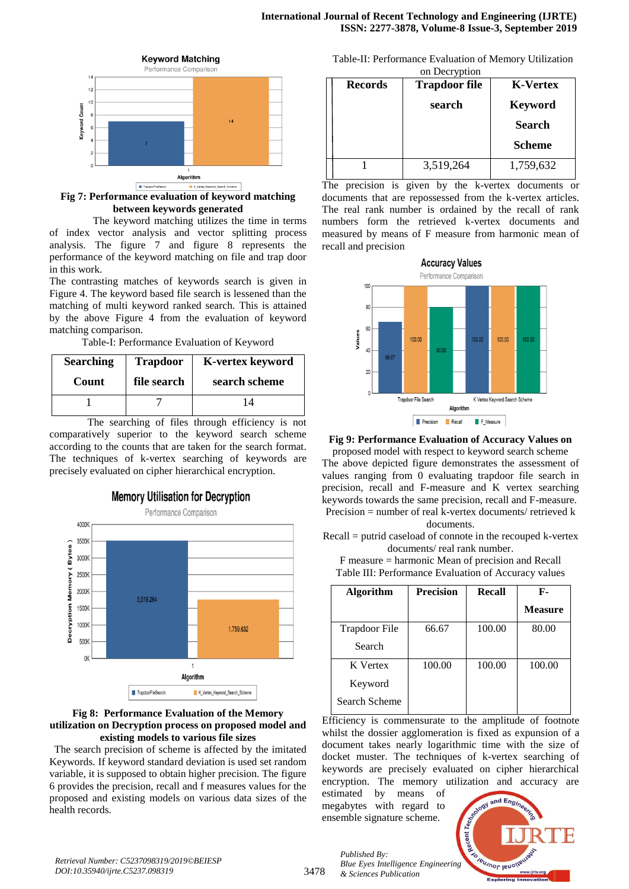**Fig 7: Performance evaluation of keyword matching between keywords generated**

The keyword matching utilizes the time in terms of index vector analysis and vector splitting process analysis. The figure 7 and figure 8 represents the performance of the keyword matching on file and trap door in this work.

The contrasting matches of keywords search is given in Figure 4. The keyword based file search is lessened than the matching of multi keyword ranked search. This is attained by the above Figure 4 from the evaluation of keyword matching comparison.

Table-I: Performance Evaluation of Keyword

| Searching Count | Trapdoor file search | K-vertex keyword search scheme |
|---|---|---|
| 1 | 7 | 14 |

The searching of files through efficiency is not comparatively superior to the keyword search scheme according to the counts that are taken for the search format. The techniques of k-vertex searching of keywords are precisely evaluated on cipher hierarchical encryption.

**Fig 8: Performance Evaluation of the Memory utilization on Decryption process on proposed model and existing models to various file sizes**

The search precision of scheme is affected by the imitated Keywords. If keyword standard deviation is used set random variable, it is supposed to obtain higher precision. The figure 6 provides the precision, recall and f measures values for the proposed and existing models on various data sizes of the health records.

Table-II: Performance Evaluation of Memory Utilization on Decryption

| Records | Trapdoor file search | K-Vertex Keyword Search Scheme |
|---|---|---|
| 1 | 3,519,264 | 1,759,632 |

The precision is given by the k-vertex documents or documents that are repossessed from the k-vertex articles. The real rank number is ordained by the recall of rank numbers form the retrieved k-vertex documents and measured by means of F measure from harmonic mean of recall and precision

**Fig 9: Performance Evaluation of Accuracy Values on proposed model with respect to keyword search scheme**

The above depicted figure demonstrates the assessment of values ranging from 0 evaluating trapdoor file search in precision, recall and F-measure and K vertex searching keywords towards the same precision, recall and F-measure.

Precision = number of real k-vertex documents/ retrieved k documents.

Recall = putrid caseload of connote in the recouped k-vertex documents/ real rank number.

F measure = harmonic Mean of precision and Recall

Table III: Performance Evaluation of Accuracy values

| Algorithm | Precision | Recall | F-Measure |
|---|---|---|---|
| Trapdoor File Search | 66.67 | 100.00 | 80.00 |
| K Vertex Keyword Search Scheme | 100.00 | 100.00 | 100.00 |

Efficiency is commensurate to the amplitude of footnote whilst the dossier agglomeration is fixed as expunsion of a document takes nearly logarithmic time with the size of docket muster. The techniques of k-vertex searching of keywords are precisely evaluated on cipher hierarchical encryption. The memory utilization and accuracy are estimated by means of megabytes with regard to ensemble signature scheme.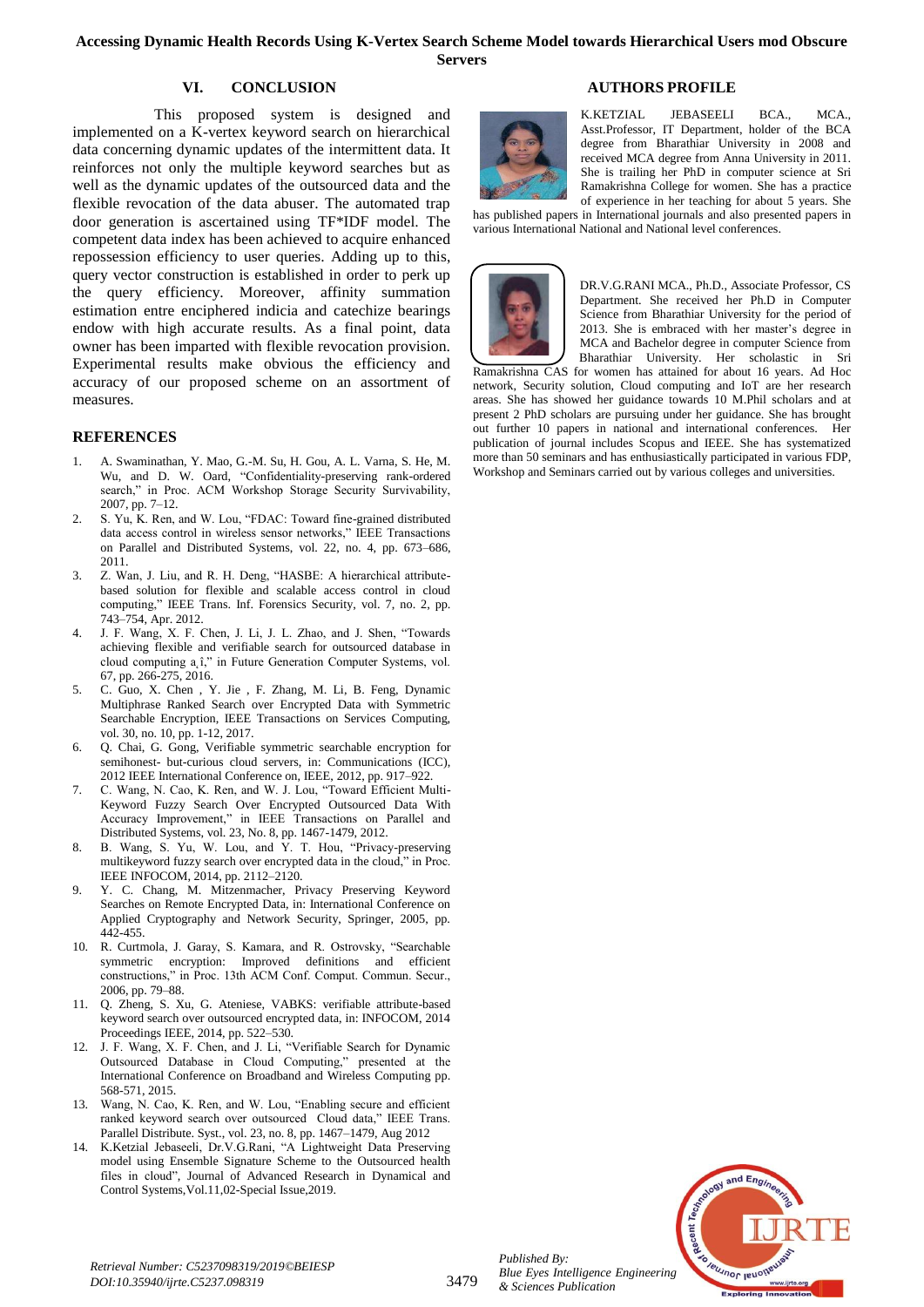## VI. CONCLUSION

This proposed system is designed and implemented on a K-vertex keyword search on hierarchical data concerning dynamic updates of the intermittent data. It reinforces not only the multiple keyword searches but as well as the dynamic updates of the outsourced data and the flexible revocation of the data abuser. The automated trap door generation is ascertained using TF*IDF model. The competent data index has been achieved to acquire enhanced repossession efficiency to user queries. Adding up to this, query vector construction is established in order to perk up the query efficiency. Moreover, affinity summation estimation entre enciphered indicia and catechize bearings endow with high accurate results. As a final point, data owner has been imparted with flexible revocation provision. Experimental results make obvious the efficiency and accuracy of our proposed scheme on an assortment of measures.

## REFERENCES

1. A. Swaminathan, Y. Mao, G.-M. Su, H. Gou, A. L. Varna, S. He, M. Wu, and D. W. Oard, "Confidentiality-preserving rank-ordered search," in Proc. ACM Workshop Storage Security Survivability, 2007, pp. 7–12.
2. S. Yu, K. Ren, and W. Lou, "FDAC: Toward fine-grained distributed data access control in wireless sensor networks," IEEE Transactions on Parallel and Distributed Systems, vol. 22, no. 4, pp. 673–686, 2011.
3. Z. Wan, J. Liu, and R. H. Deng, "HASBE: A hierarchical attribute-based solution for flexible and scalable access control in cloud computing," IEEE Trans. Inf. Forensics Security, vol. 7, no. 2, pp. 743–754, Apr. 2012.
4. J. F. Wang, X. F. Chen, J. Li, J. L. Zhao, and J. Shen, "Towards achieving flexible and verifiable search for outsourced database in cloud computing a¸î," in Future Generation Computer Systems, vol. 67, pp. 266-275, 2016.
5. C. Guo, X. Chen , Y. Jie , F. Zhang, M. Li, B. Feng, Dynamic Multiphrase Ranked Search over Encrypted Data with Symmetric Searchable Encryption, IEEE Transactions on Services Computing, vol. 30, no. 10, pp. 1-12, 2017.
6. Q. Chai, G. Gong, Verifiable symmetric searchable encryption for semihonest- but-curious cloud servers, in: Communications (ICC), 2012 IEEE International Conference on, IEEE, 2012, pp. 917–922.
7. C. Wang, N. Cao, K. Ren, and W. J. Lou, "Toward Efficient Multi-Keyword Fuzzy Search Over Encrypted Outsourced Data With Accuracy Improvement," in IEEE Transactions on Parallel and Distributed Systems, vol. 23, No. 8, pp. 1467-1479, 2012.
8. B. Wang, S. Yu, W. Lou, and Y. T. Hou, "Privacy-preserving multikeyword fuzzy search over encrypted data in the cloud," in Proc. IEEE INFOCOM, 2014, pp. 2112–2120.
9. Y. C. Chang, M. Mitzenmacher, Privacy Preserving Keyword Searches on Remote Encrypted Data, in: International Conference on Applied Cryptography and Network Security, Springer, 2005, pp. 442-455.
10. R. Curtmola, J. Garay, S. Kamara, and R. Ostrovsky, "Searchable symmetric encryption: Improved definitions and efficient constructions," in Proc. 13th ACM Conf. Comput. Commun. Secur., 2006, pp. 79–88.
11. Q. Zheng, S. Xu, G. Ateniese, VABKS: verifiable attribute-based keyword search over outsourced encrypted data, in: INFOCOM, 2014 Proceedings IEEE, 2014, pp. 522–530.
12. J. F. Wang, X. F. Chen, and J. Li, "Verifiable Search for Dynamic Outsourced Database in Cloud Computing," presented at the International Conference on Broadband and Wireless Computing pp. 568-571, 2015.
13. Wang, N. Cao, K. Ren, and W. Lou, "Enabling secure and efficient ranked keyword search over outsourced Cloud data," IEEE Trans. Parallel Distribute. Syst., vol. 23, no. 8, pp. 1467–1479, Aug 2012
14. K.Ketzial Jebaseeli, Dr.V.G.Rani, "A Lightweight Data Preserving model using Ensemble Signature Scheme to the Outsourced health files in cloud", Journal of Advanced Research in Dynamical and Control Systems,Vol.11,02-Special Issue,2019.

## AUTHORS PROFILE

K.KETZIAL JEBASEELI BCA., MCA., Asst.Professor, IT Department, holder of the BCA degree from Bharathiar University in 2008 and received MCA degree from Anna University in 2011. She is trailing her PhD in computer science at Sri Ramakrishna College for women. She has a practice of experience in her teaching for about 5 years. She has published papers in International journals and also presented papers in various International National and National level conferences.

DR.V.G.RANI MCA., Ph.D., Associate Professor, CS Department. She received her Ph.D in Computer Science from Bharathiar University for the period of 2013. She is embraced with her master's degree in MCA and Bachelor degree in computer Science from Bharathiar University. Her scholastic in Sri Ramakrishna CAS for women has attained for about 16 years. Ad Hoc network, Security solution, Cloud computing and IoT are her research areas. She has showed her guidance towards 10 M.Phil scholars and at present 2 PhD scholars are pursuing under her guidance. She has brought out further 10 papers in national and international conferences. Her publication of journal includes Scopus and IEEE. She has systematized more than 50 seminars and has enthusiastically participated in various FDP, Workshop and Seminars carried out by various colleges and universities.